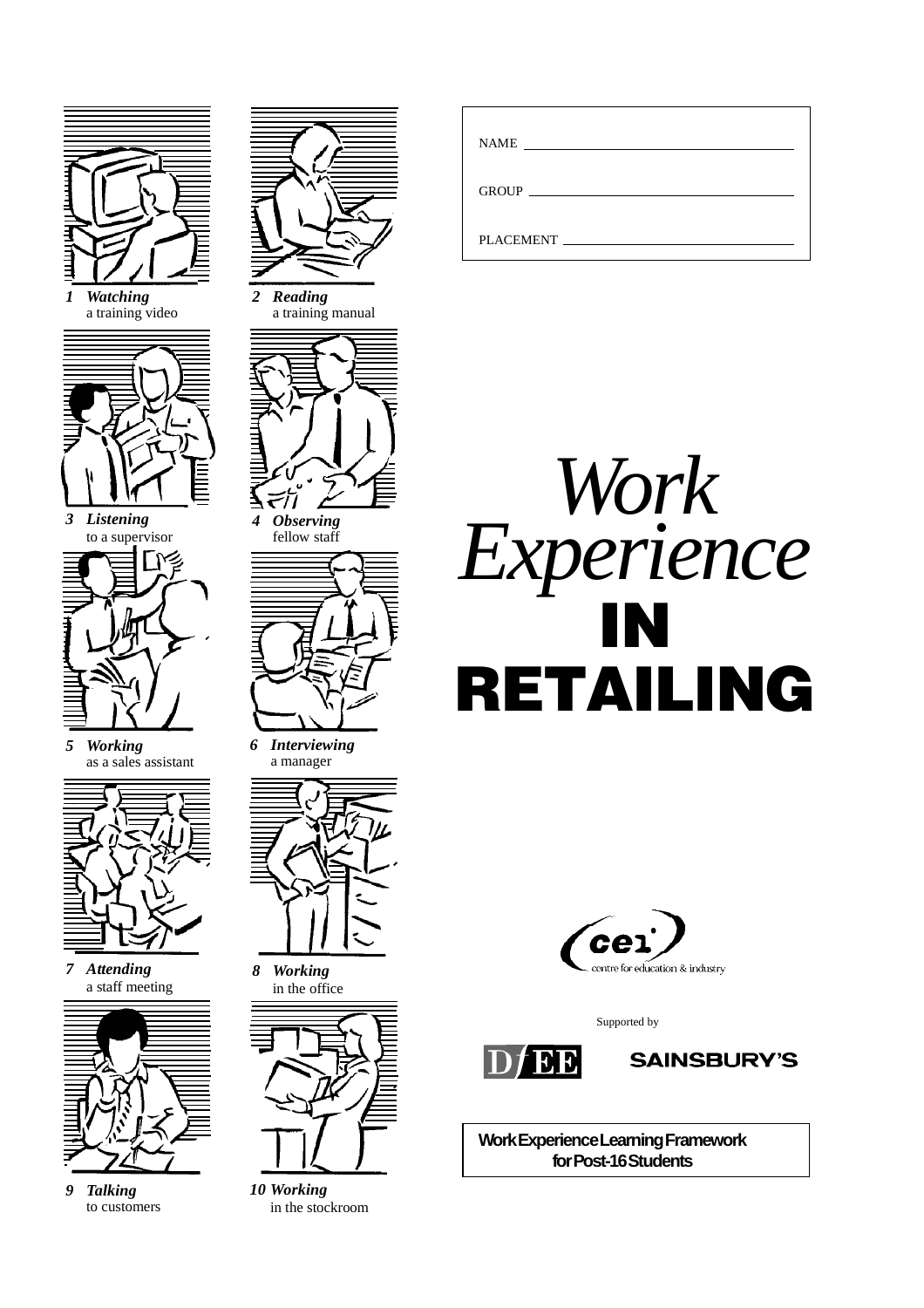1 ***Watching*** a training video

2 ***Reading*** a training manual

3 ***Listening*** to a supervisor

4 ***Observing*** fellow staff

5 ***Working*** as a sales assistant

6 ***Interviewing*** a manager

7 ***Attending*** a staff meeting

8 ***Working*** in the office

9 ***Talking*** to customers

10 ***Working*** in the stockroom

NAME ______________________________

GROUP ______________________________

PLACEMENT ______________________________

# *Work Experience* IN RETAILING

cei centre for education & industry

Supported by

DfEE SAINSBURY'S

**Work Experience Learning Framework for Post-16 Students**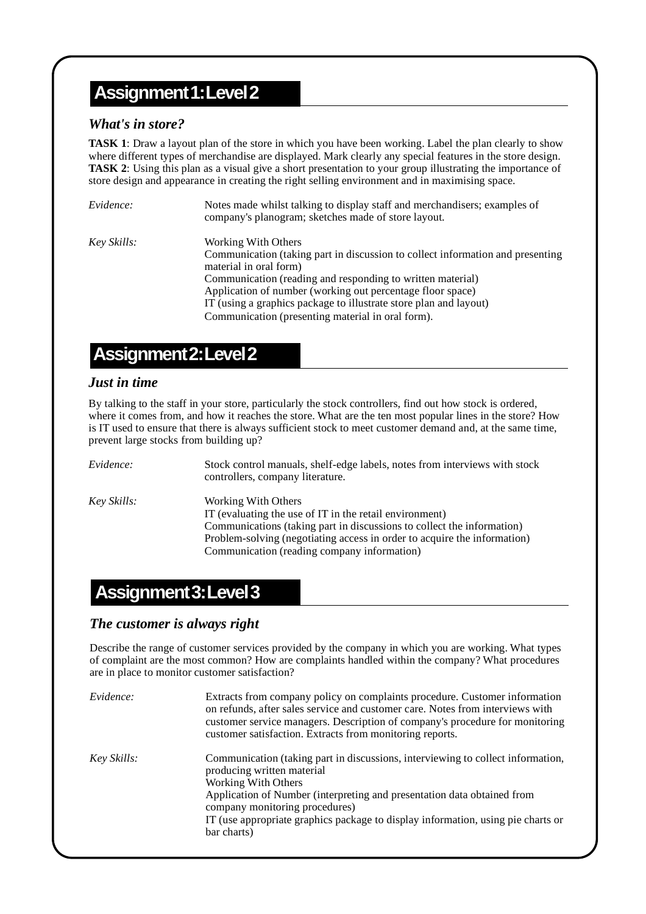## Assignment 1: Level 2

### *What's in store?*

**TASK 1**: Draw a layout plan of the store in which you have been working. Label the plan clearly to show where different types of merchandise are displayed. Mark clearly any special features in the store design.
**TASK 2**: Using this plan as a visual give a short presentation to your group illustrating the importance of store design and appearance in creating the right selling environment and in maximising space.

| | |
|---|---|
| *Evidence:* | Notes made whilst talking to display staff and merchandisers; examples of company's planogram; sketches made of store layout. |
| *Key Skills:* | Working With Others<br>Communication (taking part in discussion to collect information and presenting material in oral form)<br>Communication (reading and responding to written material)<br>Application of number (working out percentage floor space)<br>IT (using a graphics package to illustrate store plan and layout)<br>Communication (presenting material in oral form). |

## Assignment 2: Level 2

### *Just in time*

By talking to the staff in your store, particularly the stock controllers, find out how stock is ordered, where it comes from, and how it reaches the store. What are the ten most popular lines in the store? How is IT used to ensure that there is always sufficient stock to meet customer demand and, at the same time, prevent large stocks from building up?

| | |
|---|---|
| *Evidence:* | Stock control manuals, shelf-edge labels, notes from interviews with stock controllers, company literature. |
| *Key Skills:* | Working With Others<br>IT (evaluating the use of IT in the retail environment)<br>Communications (taking part in discussions to collect the information)<br>Problem-solving (negotiating access in order to acquire the information)<br>Communication (reading company information) |

## Assignment 3: Level 3

### *The customer is always right*

Describe the range of customer services provided by the company in which you are working. What types of complaint are the most common? How are complaints handled within the company? What procedures are in place to monitor customer satisfaction?

| | |
|---|---|
| *Evidence:* | Extracts from company policy on complaints procedure. Customer information on refunds, after sales service and customer care. Notes from interviews with customer service managers. Description of company's procedure for monitoring customer satisfaction. Extracts from monitoring reports. |
| *Key Skills:* | Communication (taking part in discussions, interviewing to collect information, producing written material<br>Working With Others<br>Application of Number (interpreting and presentation data obtained from company monitoring procedures)<br>IT (use appropriate graphics package to display information, using pie charts or bar charts) |